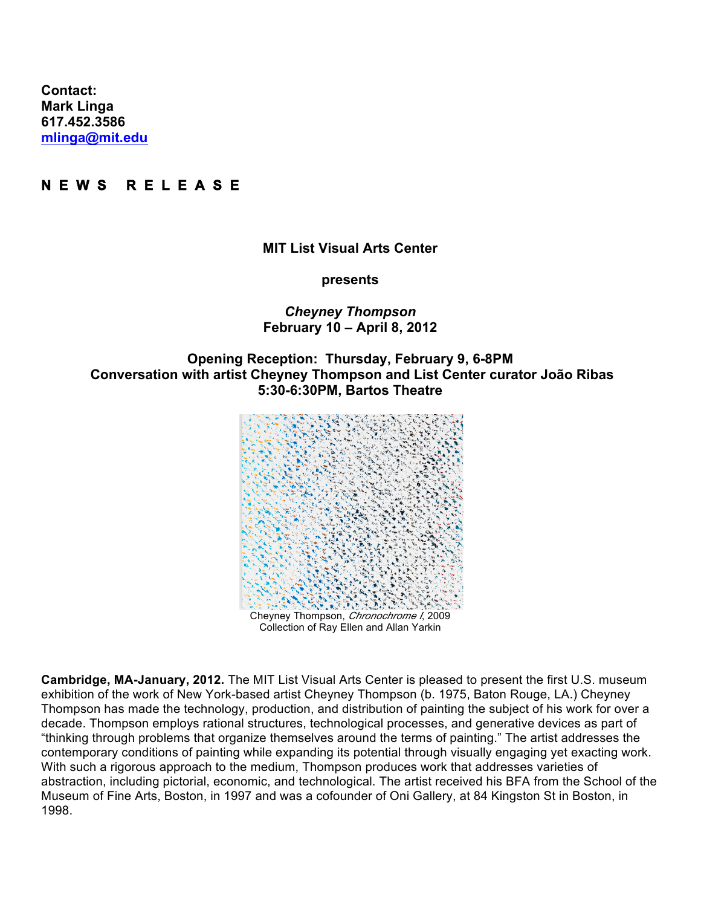**Contact:**
**Mark Linga**
**617.452.3586**
**[mlinga@mit.edu](mailto:mlinga@mit.edu)**

**N E W S  R E L E A S E**

**MIT List Visual Arts Center**

**presents**

***Cheyney Thompson***
**February 10 – April 8, 2012**

**Opening Reception: Thursday, February 9, 6-8PM**
**Conversation with artist Cheyney Thompson and List Center curator João Ribas**
**5:30-6:30PM, Bartos Theatre**

Cheyney Thompson, *Chronochrome I*, 2009
Collection of Ray Ellen and Allan Yarkin

**Cambridge, MA-January, 2012.** The MIT List Visual Arts Center is pleased to present the first U.S. museum exhibition of the work of New York-based artist Cheyney Thompson (b. 1975, Baton Rouge, LA.) Cheyney Thompson has made the technology, production, and distribution of painting the subject of his work for over a decade. Thompson employs rational structures, technological processes, and generative devices as part of "thinking through problems that organize themselves around the terms of painting." The artist addresses the contemporary conditions of painting while expanding its potential through visually engaging yet exacting work. With such a rigorous approach to the medium, Thompson produces work that addresses varieties of abstraction, including pictorial, economic, and technological. The artist received his BFA from the School of the Museum of Fine Arts, Boston, in 1997 and was a cofounder of Oni Gallery, at 84 Kingston St in Boston, in 1998.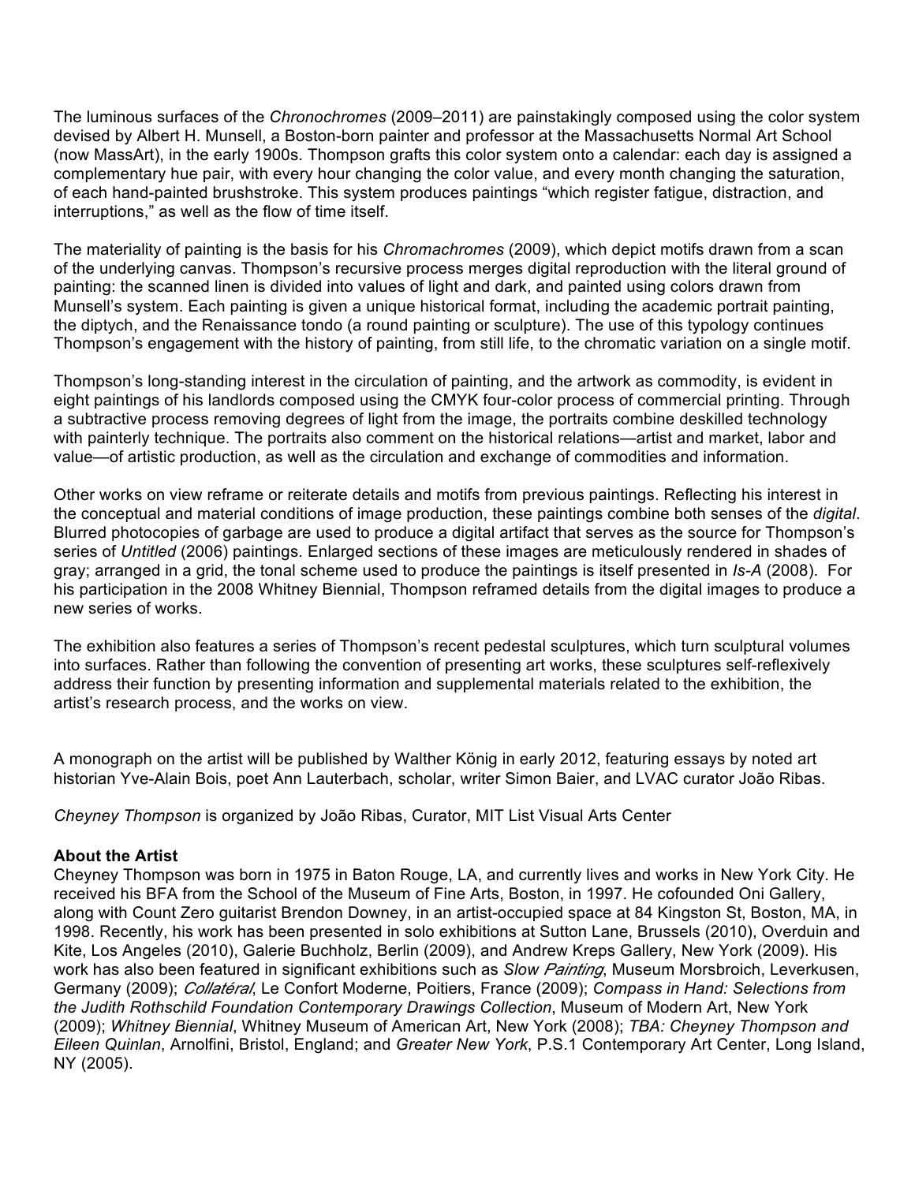The luminous surfaces of the *Chronochromes* (2009–2011) are painstakingly composed using the color system devised by Albert H. Munsell, a Boston-born painter and professor at the Massachusetts Normal Art School (now MassArt), in the early 1900s. Thompson grafts this color system onto a calendar: each day is assigned a complementary hue pair, with every hour changing the color value, and every month changing the saturation, of each hand-painted brushstroke. This system produces paintings "which register fatigue, distraction, and interruptions," as well as the flow of time itself.

The materiality of painting is the basis for his *Chromachromes* (2009), which depict motifs drawn from a scan of the underlying canvas. Thompson's recursive process merges digital reproduction with the literal ground of painting: the scanned linen is divided into values of light and dark, and painted using colors drawn from Munsell's system. Each painting is given a unique historical format, including the academic portrait painting, the diptych, and the Renaissance tondo (a round painting or sculpture). The use of this typology continues Thompson's engagement with the history of painting, from still life, to the chromatic variation on a single motif.

Thompson's long-standing interest in the circulation of painting, and the artwork as commodity, is evident in eight paintings of his landlords composed using the CMYK four-color process of commercial printing. Through a subtractive process removing degrees of light from the image, the portraits combine deskilled technology with painterly technique. The portraits also comment on the historical relations—artist and market, labor and value—of artistic production, as well as the circulation and exchange of commodities and information.

Other works on view reframe or reiterate details and motifs from previous paintings. Reflecting his interest in the conceptual and material conditions of image production, these paintings combine both senses of the *digital*. Blurred photocopies of garbage are used to produce a digital artifact that serves as the source for Thompson's series of *Untitled* (2006) paintings. Enlarged sections of these images are meticulously rendered in shades of gray; arranged in a grid, the tonal scheme used to produce the paintings is itself presented in *Is-A* (2008). For his participation in the 2008 Whitney Biennial, Thompson reframed details from the digital images to produce a new series of works.

The exhibition also features a series of Thompson's recent pedestal sculptures, which turn sculptural volumes into surfaces. Rather than following the convention of presenting art works, these sculptures self-reflexively address their function by presenting information and supplemental materials related to the exhibition, the artist's research process, and the works on view.

A monograph on the artist will be published by Walther König in early 2012, featuring essays by noted art historian Yve-Alain Bois, poet Ann Lauterbach, scholar, writer Simon Baier, and LVAC curator João Ribas.

*Cheyney Thompson* is organized by João Ribas, Curator, MIT List Visual Arts Center

**About the Artist**

Cheyney Thompson was born in 1975 in Baton Rouge, LA, and currently lives and works in New York City. He received his BFA from the School of the Museum of Fine Arts, Boston, in 1997. He cofounded Oni Gallery, along with Count Zero guitarist Brendon Downey, in an artist-occupied space at 84 Kingston St, Boston, MA, in 1998. Recently, his work has been presented in solo exhibitions at Sutton Lane, Brussels (2010), Overduin and Kite, Los Angeles (2010), Galerie Buchholz, Berlin (2009), and Andrew Kreps Gallery, New York (2009). His work has also been featured in significant exhibitions such as *Slow Painting*, Museum Morsbroich, Leverkusen, Germany (2009); *Collatéral*, Le Confort Moderne, Poitiers, France (2009); *Compass in Hand: Selections from the Judith Rothschild Foundation Contemporary Drawings Collection*, Museum of Modern Art, New York (2009); *Whitney Biennial*, Whitney Museum of American Art, New York (2008); *TBA: Cheyney Thompson and Eileen Quinlan*, Arnolfini, Bristol, England; and *Greater New York*, P.S.1 Contemporary Art Center, Long Island, NY (2005).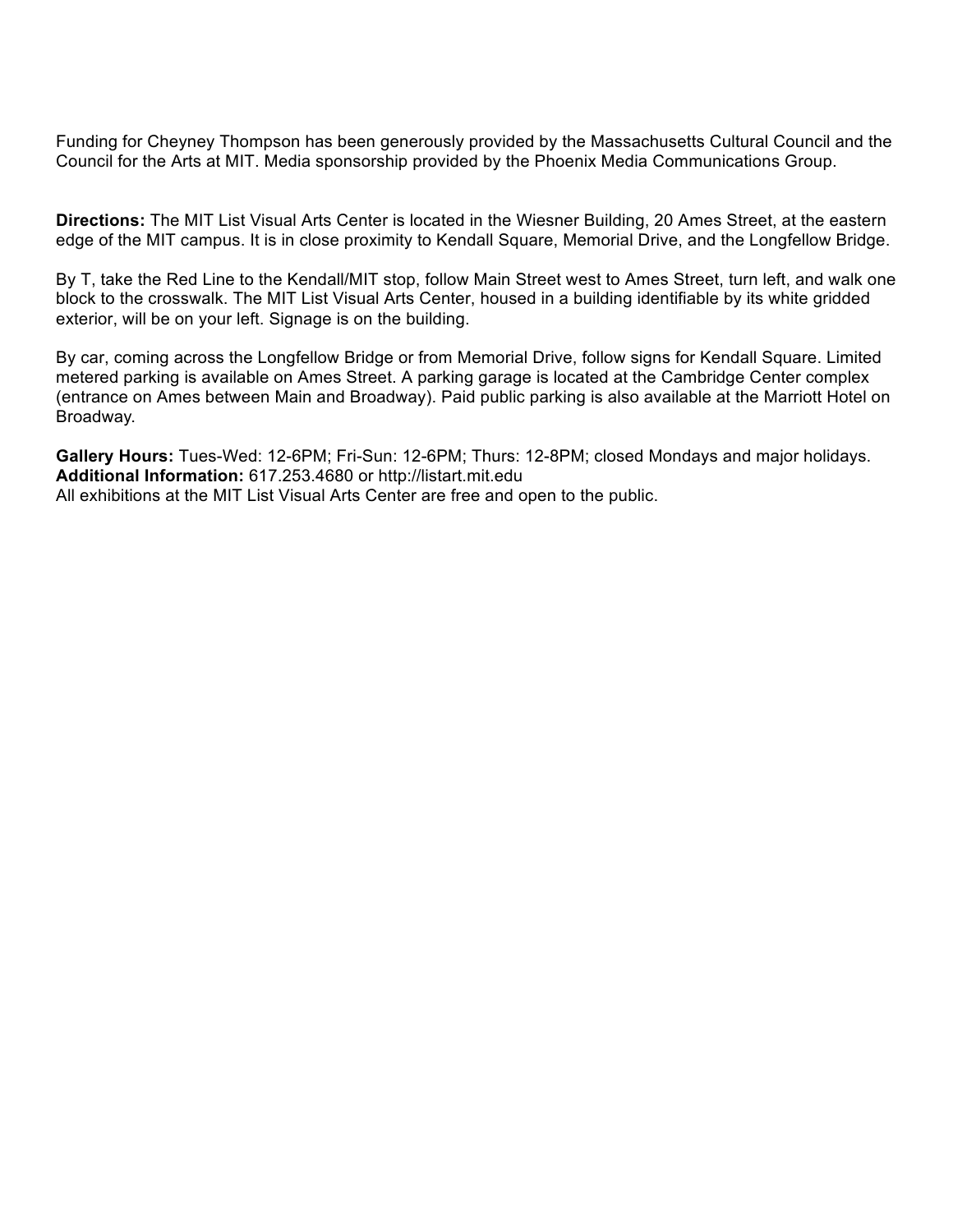Funding for Cheyney Thompson has been generously provided by the Massachusetts Cultural Council and the Council for the Arts at MIT. Media sponsorship provided by the Phoenix Media Communications Group.

**Directions:** The MIT List Visual Arts Center is located in the Wiesner Building, 20 Ames Street, at the eastern edge of the MIT campus. It is in close proximity to Kendall Square, Memorial Drive, and the Longfellow Bridge.

By T, take the Red Line to the Kendall/MIT stop, follow Main Street west to Ames Street, turn left, and walk one block to the crosswalk. The MIT List Visual Arts Center, housed in a building identifiable by its white gridded exterior, will be on your left. Signage is on the building.

By car, coming across the Longfellow Bridge or from Memorial Drive, follow signs for Kendall Square. Limited metered parking is available on Ames Street. A parking garage is located at the Cambridge Center complex (entrance on Ames between Main and Broadway). Paid public parking is also available at the Marriott Hotel on Broadway.

**Gallery Hours:** Tues-Wed: 12-6PM; Fri-Sun: 12-6PM; Thurs: 12-8PM; closed Mondays and major holidays.
**Additional Information:** 617.253.4680 or http://listart.mit.edu
All exhibitions at the MIT List Visual Arts Center are free and open to the public.